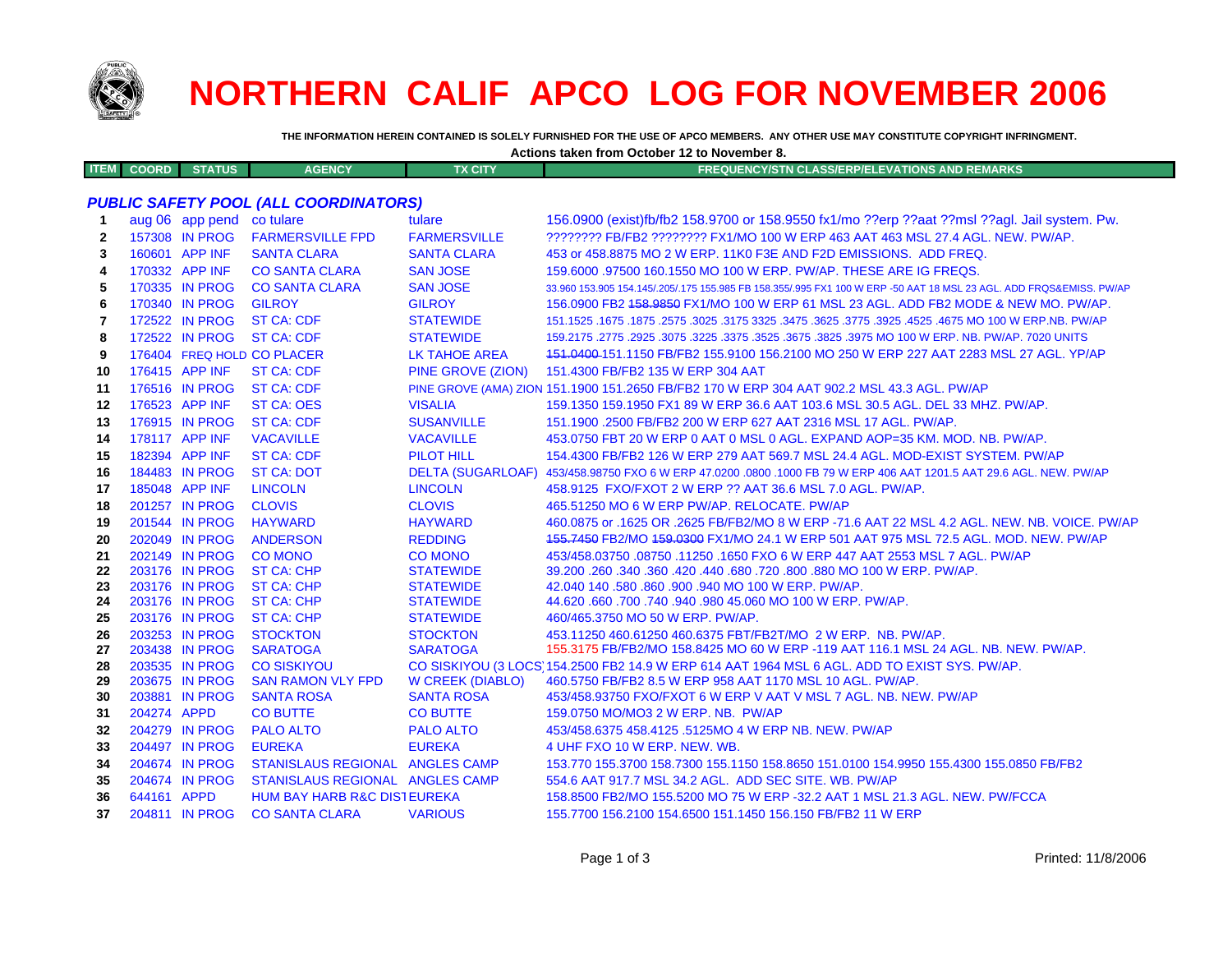# NORTHERN CALIF APCO LOG FOR NOVEMBER 2006

**THE INFORMATION HEREIN CONTAINED IS SOLELY FURNISHED FOR THE USE OF APCO MEMBERS. ANY OTHER USE MAY CONSTITUTE COPYRIGHT INFRINGMENT.**

**Actions taken from October 12 to November 8.**

| ITEM | COORD | STATUS | AGENCY | TX CITY | FREQUENCY/STN CLASS/ERP/ELEVATIONS AND REMARKS |
|---|---|---|---|---|---|
| | | | ***PUBLIC SAFETY POOL (ALL COORDINATORS)*** | | |
| 1 | aug 06 | app pend | co tulare | tulare | 156.0900 (exist)fb/fb2 158.9700 or 158.9550 fx1/mo ??erp ??aat ??msl ??agl. Jail system. Pw. |
| 2 | 157308 | IN PROG | FARMERSVILLE FPD | FARMERSVILLE | ???????? FB/FB2 ???????? FX1/MO 100 W ERP 463 AAT 463 MSL 27.4 AGL. NEW. PW/AP. |
| 3 | 160601 | APP INF | SANTA CLARA | SANTA CLARA | 453 or 458.8875 MO 2 W ERP. 11K0 F3E AND F2D EMISSIONS. ADD FREQ. |
| 4 | 170332 | APP INF | CO SANTA CLARA | SAN JOSE | 159.6000 .97500 160.1550 MO 100 W ERP. PW/AP. THESE ARE IG FREQS. |
| 5 | 170335 | IN PROG | CO SANTA CLARA | SAN JOSE | 33.960 153.905 154.145/.205/.175 155.985 FB 158.355/.995 FX1 100 W ERP -50 AAT 18 MSL 23 AGL. ADD FRQS&EMISS. PW/AP |
| 6 | 170340 | IN PROG | GILROY | GILROY | 156.0900 FB2 ~~158.9850~~ FX1/MO 100 W ERP 61 MSL 23 AGL. ADD FB2 MODE & NEW MO. PW/AP. |
| 7 | 172522 | IN PROG | ST CA: CDF | STATEWIDE | 151.1525 .1675 .1875 .2575 .3025 .3175 3325 .3475 .3625 .3775 .3925 .4525 .4675 MO 100 W ERP.NB. PW/AP |
| 8 | 172522 | IN PROG | ST CA: CDF | STATEWIDE | 159.2175 .2775 .2925 .3075 .3225 .3375 .3525 .3675 .3825 .3975 MO 100 W ERP. NB. PW/AP. 7020 UNITS |
| 9 | 176404 | FREQ HOLD | CO PLACER | LK TAHOE AREA | ~~151.0400~~ 151.1150 FB/FB2 155.9100 156.2100 MO 250 W ERP 227 AAT 2283 MSL 27 AGL. YP/AP |
| 10 | 176415 | APP INF | ST CA: CDF | PINE GROVE (ZION) | 151.4300 FB/FB2 135 W ERP 304 AAT |
| 11 | 176516 | IN PROG | ST CA: CDF | PINE GROVE (AMA) ZION | 151.1900 151.2650 FB/FB2 170 W ERP 304 AAT 902.2 MSL 43.3 AGL. PW/AP |
| 12 | 176523 | APP INF | ST CA: OES | VISALIA | 159.1350 159.1950 FX1 89 W ERP 36.6 AAT 103.6 MSL 30.5 AGL. DEL 33 MHZ. PW/AP. |
| 13 | 176915 | IN PROG | ST CA: CDF | SUSANVILLE | 151.1900 .2500 FB/FB2 200 W ERP 627 AAT 2316 MSL 17 AGL. PW/AP. |
| 14 | 178117 | APP INF | VACAVILLE | VACAVILLE | 453.0750 FBT 20 W ERP 0 AAT 0 MSL 0 AGL. EXPAND AOP=35 KM. MOD. NB. PW/AP. |
| 15 | 182394 | APP INF | ST CA: CDF | PILOT HILL | 154.4300 FB/FB2 126 W ERP 279 AAT 569.7 MSL 24.4 AGL. MOD-EXIST SYSTEM. PW/AP |
| 16 | 184483 | IN PROG | ST CA: DOT | DELTA (SUGARLOAF) | 453/458.98750 FXO 6 W ERP 47.0200 .0800 .1000 FB 79 W ERP 406 AAT 1201.5 AAT 29.6 AGL. NEW. PW/AP |
| 17 | 185048 | APP INF | LINCOLN | LINCOLN | 458.9125 FXO/FXOT 2 W ERP ?? AAT 36.6 MSL 7.0 AGL. PW/AP. |
| 18 | 201257 | IN PROG | CLOVIS | CLOVIS | 465.51250 MO 6 W ERP PW/AP. RELOCATE. PW/AP |
| 19 | 201544 | IN PROG | HAYWARD | HAYWARD | 460.0875 or .1625 OR .2625 FB/FB2/MO 8 W ERP -71.6 AAT 22 MSL 4.2 AGL. NEW. NB. VOICE. PW/AP |
| 20 | 202049 | IN PROG | ANDERSON | REDDING | ~~155.7450~~ FB2/MO ~~159.0300~~ FX1/MO 24.1 W ERP 501 AAT 975 MSL 72.5 AGL. MOD. NEW. PW/AP |
| 21 | 202149 | IN PROG | CO MONO | CO MONO | 453/458.03750 .08750 .11250 .1650 FXO 6 W ERP 447 AAT 2553 MSL 7 AGL. PW/AP |
| 22 | 203176 | IN PROG | ST CA: CHP | STATEWIDE | 39.200 .260 .340 .360 .420 .440 .680 .720 .800 .880 MO 100 W ERP. PW/AP. |
| 23 | 203176 | IN PROG | ST CA: CHP | STATEWIDE | 42.040 140 .580 .860 .900 .940 MO 100 W ERP. PW/AP. |
| 24 | 203176 | IN PROG | ST CA: CHP | STATEWIDE | 44.620 .660 .700 .740 .940 .980 45.060 MO 100 W ERP. PW/AP. |
| 25 | 203176 | IN PROG | ST CA: CHP | STATEWIDE | 460/465.3750 MO 50 W ERP. PW/AP. |
| 26 | 203253 | IN PROG | STOCKTON | STOCKTON | 453.11250 460.61250 460.6375 FBT/FB2T/MO 2 W ERP. NB. PW/AP. |
| 27 | 203438 | IN PROG | SARATOGA | SARATOGA | 155.3175 FB/FB2/MO 158.8425 MO 60 W ERP -119 AAT 116.1 MSL 24 AGL. NB. NEW. PW/AP. |
| 28 | 203535 | IN PROG | CO SISKIYOU | CO SISKIYOU (3 LOCS) | 154.2500 FB2 14.9 W ERP 614 AAT 1964 MSL 6 AGL. ADD TO EXIST SYS. PW/AP. |
| 29 | 203675 | IN PROG | SAN RAMON VLY FPD | W CREEK (DIABLO) | 460.5750 FB/FB2 8.5 W ERP 958 AAT 1170 MSL 10 AGL. PW/AP. |
| 30 | 203881 | IN PROG | SANTA ROSA | SANTA ROSA | 453/458.93750 FXO/FXOT 6 W ERP V AAT V MSL 7 AGL. NB. NEW. PW/AP |
| 31 | 204274 | APPD | CO BUTTE | CO BUTTE | 159.0750 MO/MO3 2 W ERP. NB. PW/AP |
| 32 | 204279 | IN PROG | PALO ALTO | PALO ALTO | 453/458.6375 458.4125 .5125MO 4 W ERP NB. NEW. PW/AP |
| 33 | 204497 | IN PROG | EUREKA | EUREKA | 4 UHF FXO 10 W ERP. NEW. WB. |
| 34 | 204674 | IN PROG | STANISLAUS REGIONAL | ANGLES CAMP | 153.770 155.3700 158.7300 155.1150 158.8650 151.0100 154.9950 155.4300 155.0850 FB/FB2 |
| 35 | 204674 | IN PROG | STANISLAUS REGIONAL | ANGLES CAMP | 554.6 AAT 917.7 MSL 34.2 AGL. ADD SEC SITE. WB. PW/AP |
| 36 | 644161 | APPD | HUM BAY HARB R&C DIST | EUREKA | 158.8500 FB2/MO 155.5200 MO 75 W ERP -32.2 AAT 1 MSL 21.3 AGL. NEW. PW/FCCA |
| 37 | 204811 | IN PROG | CO SANTA CLARA | VARIOUS | 155.7700 156.2100 154.6500 151.1450 156.150 FB/FB2 11 W ERP |

Printed: 11/8/2006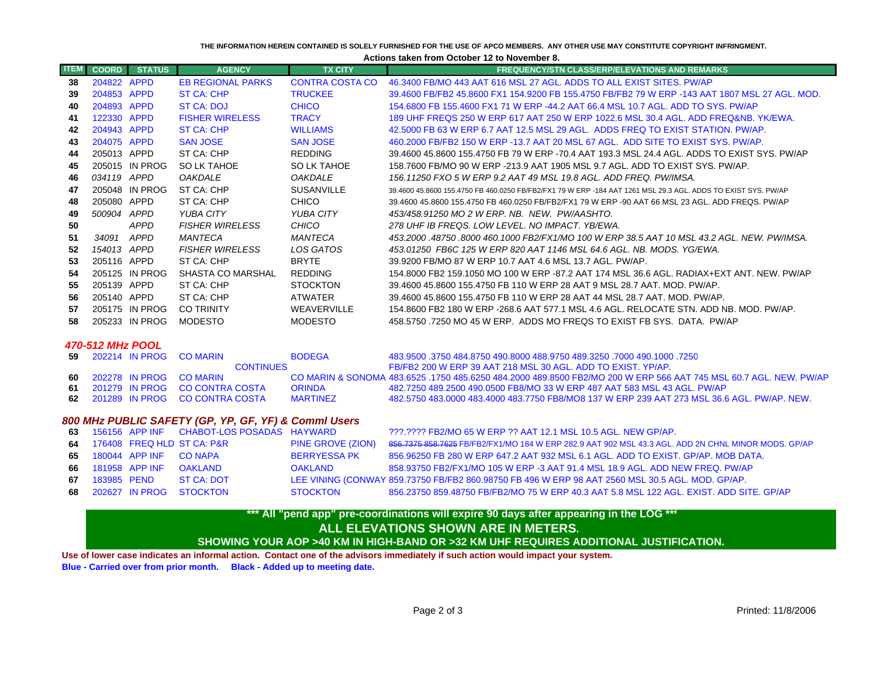THE INFORMATION HEREIN CONTAINED IS SOLELY FURNISHED FOR THE USE OF APCO MEMBERS. ANY OTHER USE MAY CONSTITUTE COPYRIGHT INFRINGMENT.

**Actions taken from October 12 to November 8.**

| ITEM | COORD | STATUS | AGENCY | TX CITY | FREQUENCY/STN CLASS/ERP/ELEVATIONS AND REMARKS |
|---|---|---|---|---|---|
| 38 | 204822 | APPD | EB REGIONAL PARKS | CONTRA COSTA CO | 46.3400 FB/MO 443 AAT 616 MSL 27 AGL. ADDS TO ALL EXIST SITES. PW/AP |
| 39 | 204853 | APPD | ST CA: CHP | TRUCKEE | 39.4600 FB/FB2 45.8600 FX1 154.9200 FB 155.4750 FB/FB2 79 W ERP -143 AAT 1807 MSL 27 AGL. MOD. |
| 40 | 204893 | APPD | ST CA: DOJ | CHICO | 154.6800 FB 155.4600 FX1 71 W ERP -44.2 AAT 66.4 MSL 10.7 AGL. ADD TO SYS. PW/AP |
| 41 | 122330 | APPD | FISHER WIRELESS | TRACY | 189 UHF FREQS 250 W ERP 617 AAT 250 W ERP 1022.6 MSL 30.4 AGL. ADD FREQ&NB. YK/EWA. |
| 42 | 204943 | APPD | ST CA: CHP | WILLIAMS | 42.5000 FB 63 W ERP 6.7 AAT 12.5 MSL 29 AGL. ADDS FREQ TO EXIST STATION. PW/AP. |
| 43 | 204075 | APPD | SAN JOSE | SAN JOSE | 460.2000 FB/FB2 150 W ERP -13.7 AAT 20 MSL 67 AGL. ADD SITE TO EXIST SYS. PW/AP. |
| 44 | 205013 | APPD | ST CA: CHP | REDDING | 39.4600 45.8600 155.4750 FB 79 W ERP -70.4 AAT 193.3 MSL 24.4 AGL. ADDS TO EXIST SYS. PW/AP |
| 45 | 205015 | IN PROG | SO LK TAHOE | SO LK TAHOE | 158.7600 FB/MO 90 W ERP -213.9 AAT 1905 MSL 9.7 AGL. ADD TO EXIST SYS. PW/AP. |
| 46 | *034119* | *APPD* | *OAKDALE* | *OAKDALE* | *156.11250 FXO 5 W ERP 9.2 AAT 49 MSL 19.8 AGL. ADD FREQ. PW/IMSA.* |
| 47 | 205048 | IN PROG | ST CA: CHP | SUSANVILLE | 39.4600 45.8600 155.4750 FB 460.0250 FB/FB2/FX1 79 W ERP -184 AAT 1261 MSL 29.3 AGL. ADDS TO EXIST SYS. PW/AP |
| 48 | 205080 | APPD | ST CA: CHP | CHICO | 39.4600 45.8600 155.4750 FB 460.0250 FB/FB2/FX1 79 W ERP -90 AAT 66 MSL 23 AGL. ADD FREQS. PW/AP |
| 49 | *500904* | *APPD* | *YUBA CITY* | *YUBA CITY* | *453/458.91250 MO 2 W ERP. NB. NEW. PW/AASHTO.* |
| 50 | | *APPD* | *FISHER WIRELESS* | *CHICO* | *278 UHF IB FREQS. LOW LEVEL. NO IMPACT. YB/EWA.* |
| 51 | *34091* | *APPD* | *MANTECA* | *MANTECA* | *453.2000 .48750 .8000 460.1000 FB2/FX1/MO 100 W ERP 38.5 AAT 10 MSL 43.2 AGL. NEW. PW/IMSA.* |
| 52 | *154013* | *APPD* | *FISHER WIRELESS* | *LOS GATOS* | *453.01250 FB6C 125 W ERP 820 AAT 1146 MSL 64.6 AGL. NB. MODS. YG/EWA.* |
| 53 | 205116 | APPD | ST CA: CHP | BRYTE | 39.9200 FB/MO 87 W ERP 10.7 AAT 4.6 MSL 13.7 AGL. PW/AP. |
| 54 | 205125 | IN PROG | SHASTA CO MARSHAL | REDDING | 154.8000 FB2 159.1050 MO 100 W ERP -87.2 AAT 174 MSL 36.6 AGL. RADIAX+EXT ANT. NEW. PW/AP |
| 55 | 205139 | APPD | ST CA: CHP | STOCKTON | 39.4600 45.8600 155.4750 FB 110 W ERP 28 AAT 9 MSL 28.7 AAT. MOD. PW/AP. |
| 56 | 205140 | APPD | ST CA: CHP | ATWATER | 39.4600 45.8600 155.4750 FB 110 W ERP 28 AAT 44 MSL 28.7 AAT. MOD. PW/AP. |
| 57 | 205175 | IN PROG | CO TRINITY | WEAVERVILLE | 154.8600 FB2 180 W ERP -268.6 AAT 577.1 MSL 4.6 AGL. RELOCATE STN. ADD NB. MOD. PW/AP. |
| 58 | 205233 | IN PROG | MODESTO | MODESTO | 458.5750 .7250 MO 45 W ERP. ADDS MO FREQS TO EXIST FB SYS. DATA. PW/AP |

### *470-512 MHz POOL*

| ITEM | COORD | STATUS | AGENCY | TX CITY | FREQUENCY/STN CLASS/ERP/ELEVATIONS AND REMARKS |
|---|---|---|---|---|---|
| 59 | 202214 | IN PROG | CO MARIN | BODEGA | 483.9500 .3750 484.8750 490.8000 488.9750 489.3250 .7000 490.1000 .7250 |
| | | | CONTINUES | | FB/FB2 200 W ERP 39 AAT 218 MSL 30 AGL. ADD TO EXIST. YP/AP. |
| 60 | 202278 | IN PROG | CO MARIN | CO MARIN & SONOMA | 483.6525 .1750 485.6250 484.2000 489.8500 FB2/MO 200 W ERP 566 AAT 745 MSL 60.7 AGL. NEW. PW/AP |
| 61 | 201279 | IN PROG | CO CONTRA COSTA | ORINDA | 482.7250 489.2500 490.0500 FB8/MO 33 W ERP 487 AAT 583 MSL 43 AGL. PW/AP |
| 62 | 201289 | IN PROG | CO CONTRA COSTA | MARTINEZ | 482.5750 483.0000 483.4000 483.7750 FB8/MO8 137 W ERP 239 AAT 273 MSL 36.6 AGL. PW/AP. NEW. |

### *800 MHz PUBLIC SAFETY (GP, YP, GF, YF) & Comml Users*

| ITEM | COORD | STATUS | AGENCY | TX CITY | FREQUENCY/STN CLASS/ERP/ELEVATIONS AND REMARKS |
|---|---|---|---|---|---|
| 63 | 156156 | APP INF | CHABOT-LOS POSADAS | HAYWARD | ???.???? FB2/MO 65 W ERP ?? AAT 12.1 MSL 10.5 AGL. NEW GP/AP. |
| 64 | 176408 | FREQ HLD | ST CA: P&R | PINE GROVE (ZION) | ~~856.7375 858.7625~~ FB/FB2/FX1/MO 184 W ERP 282.9 AAT 902 MSL 43.3 AGL. ADD 2N CHNL MINOR MODS. GP/AP |
| 65 | 180044 | APP INF | CO NAPA | BERRYESSA PK | 856.96250 FB 280 W ERP 647.2 AAT 932 MSL 6.1 AGL. ADD TO EXIST. GP/AP. MOB DATA. |
| 66 | 181958 | APP INF | OAKLAND | OAKLAND | 858.93750 FB2/FX1/MO 105 W ERP -3 AAT 91.4 MSL 18.9 AGL. ADD NEW FREQ. PW/AP |
| 67 | 183985 | PEND | ST CA: DOT | LEE VINING (CONWAY) | 859.73750 FB/FB2 860.98750 FB 496 W ERP 98 AAT 2560 MSL 30.5 AGL. MOD. GP/AP. |
| 68 | 202627 | IN PROG | STOCKTON | STOCKTON | 856.23750 859.48750 FB/FB2/MO 75 W ERP 40.3 AAT 5.8 MSL 122 AGL. EXIST. ADD SITE. GP/AP |

**\*\*\* All "pend app" pre-coordinations will expire 90 days after appearing in the LOG \*\*\***

**ALL ELEVATIONS SHOWN ARE IN METERS.**

**SHOWING YOUR AOP >40 KM IN HIGH-BAND OR >32 KM UHF REQUIRES ADDITIONAL JUSTIFICATION.**

**Use of lower case indicates an informal action. Contact one of the advisors immediately if such action would impact your system.**

**Blue - Carried over from prior month. Black - Added up to meeting date.**

Printed: 11/8/2006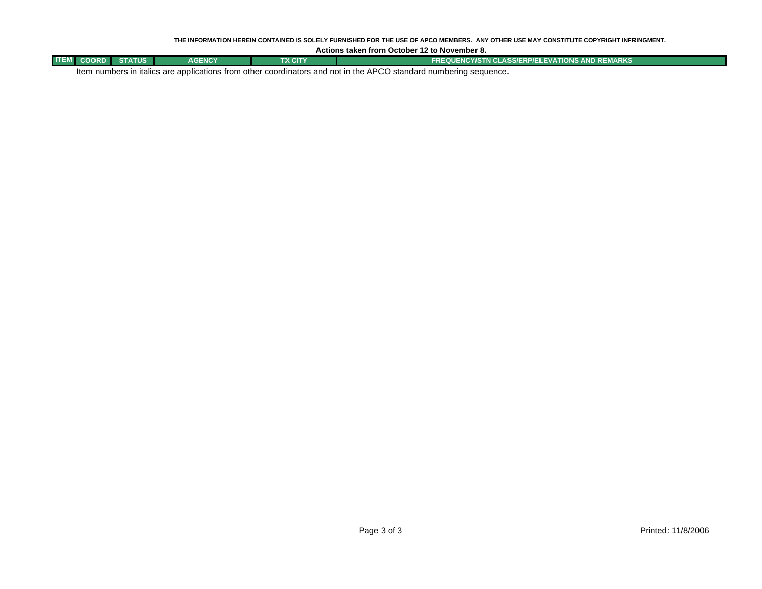THE INFORMATION HEREIN CONTAINED IS SOLELY FURNISHED FOR THE USE OF APCO MEMBERS. ANY OTHER USE MAY CONSTITUTE COPYRIGHT INFRINGMENT.

**Actions taken from October 12 to November 8.**

| ITEM | COORD | STATUS | AGENCY | TX CITY | FREQUENCY/STN CLASS/ERP/ELEVATIONS AND REMARKS |
|---|---|---|---|---|---|

Item numbers in italics are applications from other coordinators and not in the APCO standard numbering sequence.

Printed: 11/8/2006